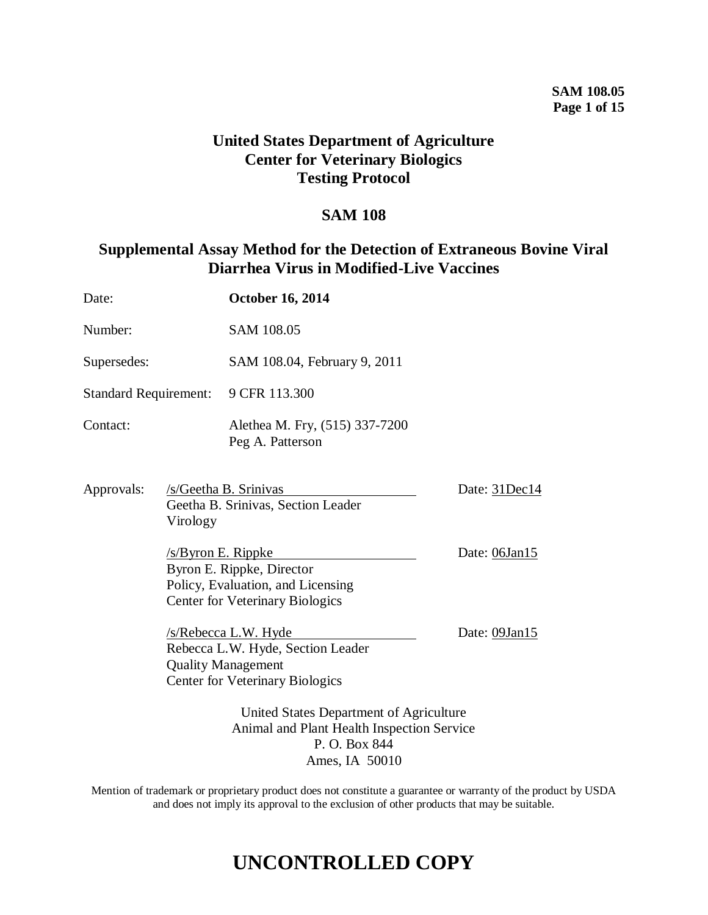# United States Department of Agriculture
# Center for Veterinary Biologics
# Testing Protocol

## SAM 108

## Supplemental Assay Method for the Detection of Extraneous Bovine Viral Diarrhea Virus in Modified-Live Vaccines

| | |
|---|---|
| Date: | **October 16, 2014** |
| Number: | SAM 108.05 |
| Supersedes: | SAM 108.04, February 9, 2011 |
| Standard Requirement: | 9 CFR 113.300 |
| Contact: | Alethea M. Fry, (515) 337-7200<br>Peg A. Patterson |

Approvals:

/s/Geetha B. Srinivas — Date: 31Dec14
Geetha B. Srinivas, Section Leader
Virology

/s/Byron E. Rippke — Date: 06Jan15
Byron E. Rippke, Director
Policy, Evaluation, and Licensing
Center for Veterinary Biologics

/s/Rebecca L.W. Hyde — Date: 09Jan15
Rebecca L.W. Hyde, Section Leader
Quality Management
Center for Veterinary Biologics

United States Department of Agriculture
Animal and Plant Health Inspection Service
P. O. Box 844
Ames, IA 50010

Mention of trademark or proprietary product does not constitute a guarantee or warranty of the product by USDA and does not imply its approval to the exclusion of other products that may be suitable.

# UNCONTROLLED COPY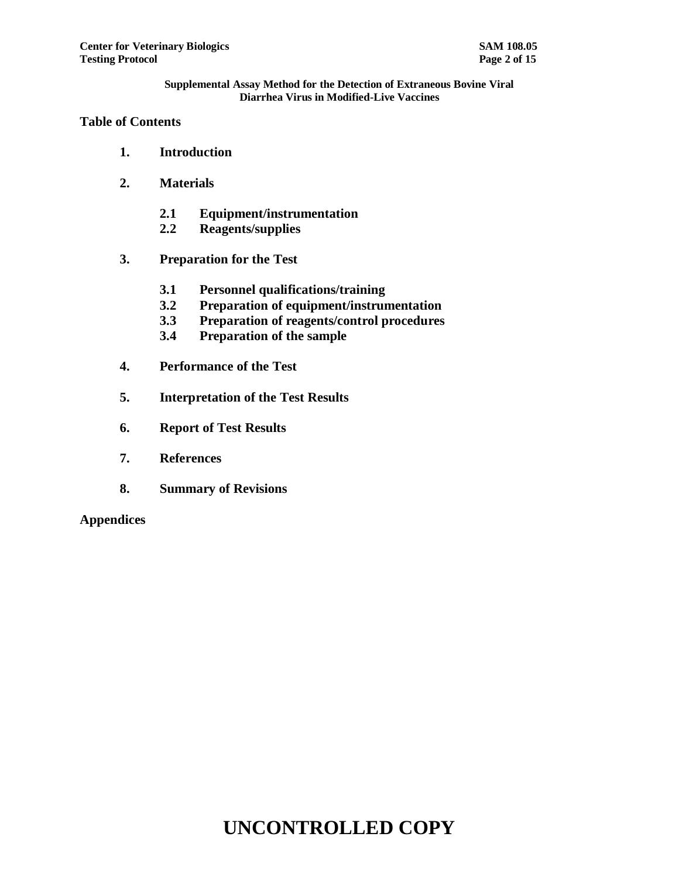**Supplemental Assay Method for the Detection of Extraneous Bovine Viral Diarrhea Virus in Modified-Live Vaccines**

## Table of Contents

1. **Introduction**

2. **Materials**

   2.1 **Equipment/instrumentation**
   2.2 **Reagents/supplies**

3. **Preparation for the Test**

   3.1 **Personnel qualifications/training**
   3.2 **Preparation of equipment/instrumentation**
   3.3 **Preparation of reagents/control procedures**
   3.4 **Preparation of the sample**

4. **Performance of the Test**

5. **Interpretation of the Test Results**

6. **Report of Test Results**

7. **References**

8. **Summary of Revisions**

**Appendices**

**UNCONTROLLED COPY**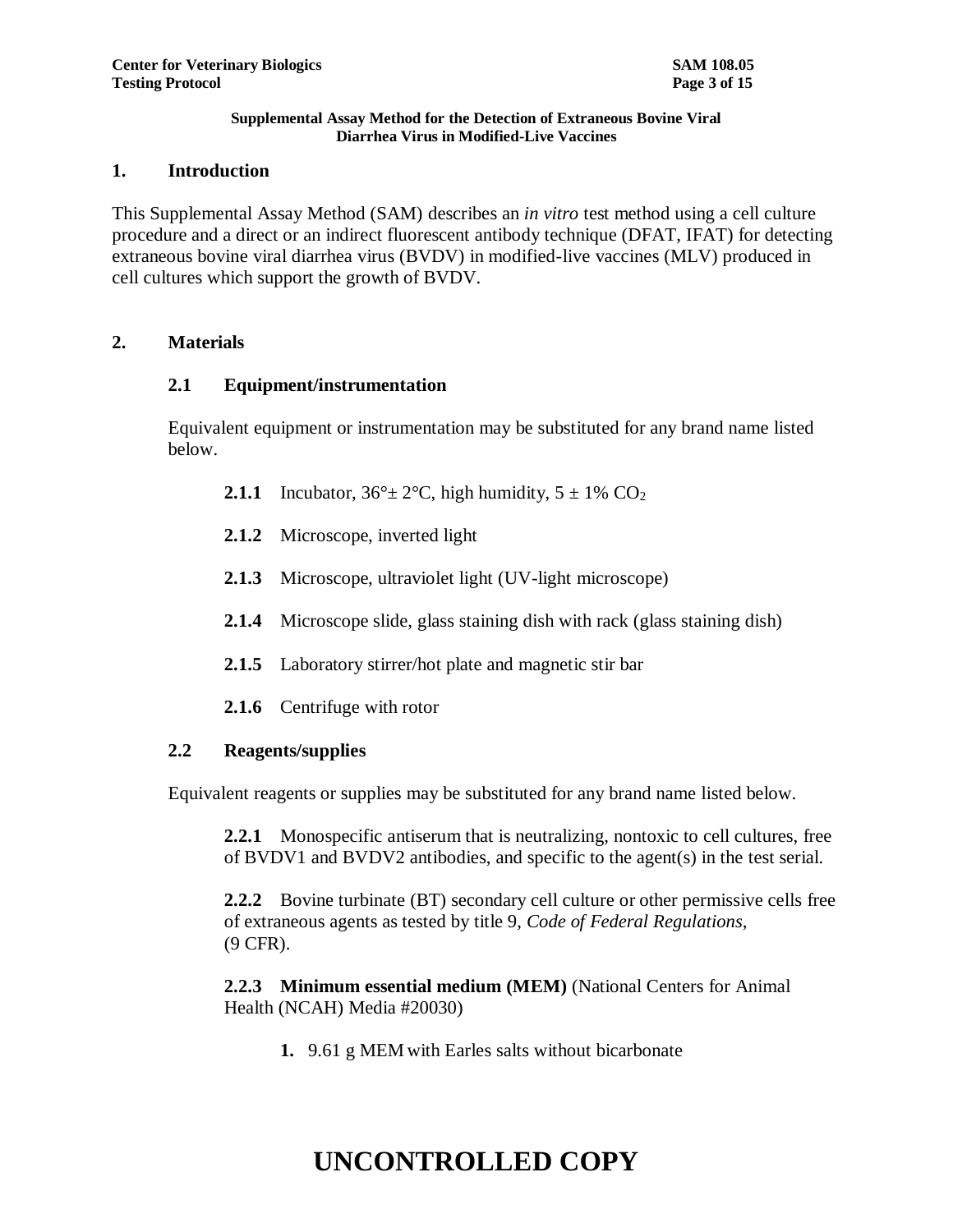**Supplemental Assay Method for the Detection of Extraneous Bovine Viral Diarrhea Virus in Modified-Live Vaccines**

## 1. Introduction

This Supplemental Assay Method (SAM) describes an *in vitro* test method using a cell culture procedure and a direct or an indirect fluorescent antibody technique (DFAT, IFAT) for detecting extraneous bovine viral diarrhea virus (BVDV) in modified-live vaccines (MLV) produced in cell cultures which support the growth of BVDV.

## 2. Materials

### 2.1 Equipment/instrumentation

Equivalent equipment or instrumentation may be substituted for any brand name listed below.

**2.1.1** Incubator, 36°± 2°C, high humidity, 5 ± 1% $CO_2$

**2.1.2** Microscope, inverted light

**2.1.3** Microscope, ultraviolet light (UV-light microscope)

**2.1.4** Microscope slide, glass staining dish with rack (glass staining dish)

**2.1.5** Laboratory stirrer/hot plate and magnetic stir bar

**2.1.6** Centrifuge with rotor

### 2.2 Reagents/supplies

Equivalent reagents or supplies may be substituted for any brand name listed below.

**2.2.1** Monospecific antiserum that is neutralizing, nontoxic to cell cultures, free of BVDV1 and BVDV2 antibodies, and specific to the agent(s) in the test serial.

**2.2.2** Bovine turbinate (BT) secondary cell culture or other permissive cells free of extraneous agents as tested by title 9, *Code of Federal Regulations*, (9 CFR).

**2.2.3 Minimum essential medium (MEM)** (National Centers for Animal Health (NCAH) Media #20030)

1. 9.61 g MEM with Earles salts without bicarbonate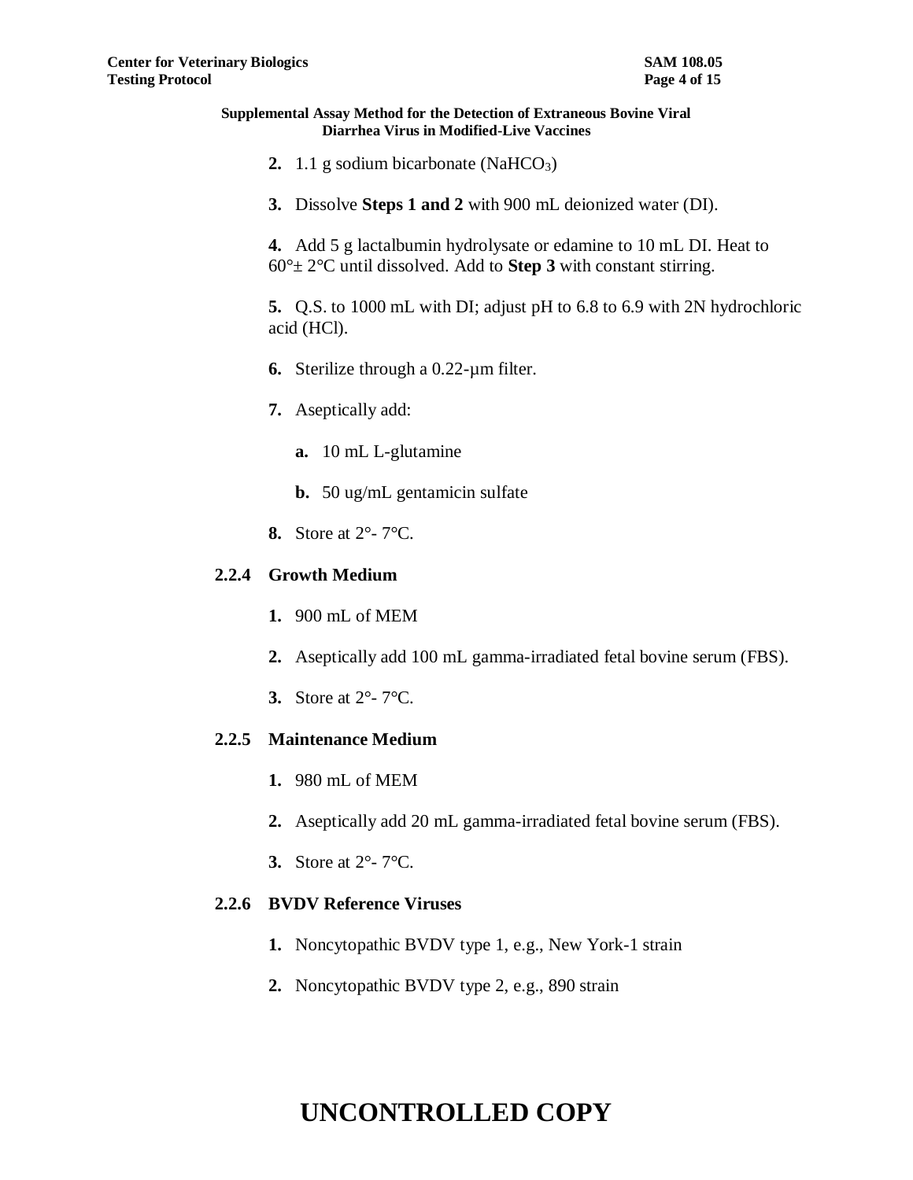2. 1.1 g sodium bicarbonate ($NaHCO_3$)

3. Dissolve **Steps 1 and 2** with 900 mL deionized water (DI).

4. Add 5 g lactalbumin hydrolysate or edamine to 10 mL DI. Heat to 60°± 2°C until dissolved. Add to **Step 3** with constant stirring.

5. Q.S. to 1000 mL with DI; adjust pH to 6.8 to 6.9 with 2N hydrochloric acid (HCl).

6. Sterilize through a 0.22-µm filter.

7. Aseptically add:

   a. 10 mL L-glutamine

   b. 50 ug/mL gentamicin sulfate

8. Store at 2°- 7°C.

### 2.2.4 Growth Medium

1. 900 mL of MEM

2. Aseptically add 100 mL gamma-irradiated fetal bovine serum (FBS).

3. Store at 2°- 7°C.

### 2.2.5 Maintenance Medium

1. 980 mL of MEM

2. Aseptically add 20 mL gamma-irradiated fetal bovine serum (FBS).

3. Store at 2°- 7°C.

### 2.2.6 BVDV Reference Viruses

1. Noncytopathic BVDV type 1, e.g., New York-1 strain

2. Noncytopathic BVDV type 2, e.g., 890 strain

**UNCONTROLLED COPY**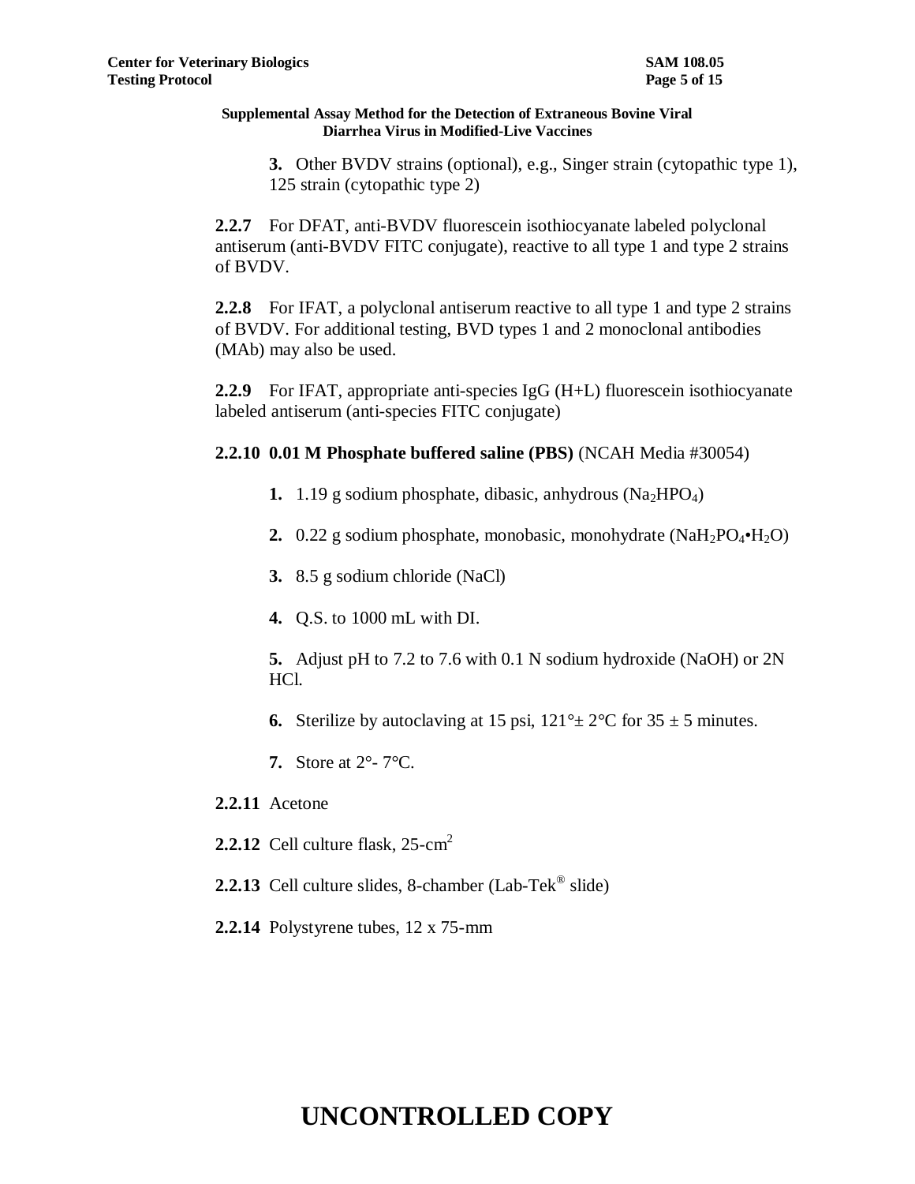3. Other BVDV strains (optional), e.g., Singer strain (cytopathic type 1), 125 strain (cytopathic type 2)

**2.2.7** For DFAT, anti-BVDV fluorescein isothiocyanate labeled polyclonal antiserum (anti-BVDV FITC conjugate), reactive to all type 1 and type 2 strains of BVDV.

**2.2.8** For IFAT, a polyclonal antiserum reactive to all type 1 and type 2 strains of BVDV. For additional testing, BVD types 1 and 2 monoclonal antibodies (MAb) may also be used.

**2.2.9** For IFAT, appropriate anti-species IgG (H+L) fluorescein isothiocyanate labeled antiserum (anti-species FITC conjugate)

**2.2.10 0.01 M Phosphate buffered saline (PBS)** (NCAH Media #30054)

1. 1.19 g sodium phosphate, dibasic, anhydrous ($Na_2HPO_4$)
2. 0.22 g sodium phosphate, monobasic, monohydrate ($NaH_2PO_4 \bullet H_2O$)
3. 8.5 g sodium chloride (NaCl)
4. Q.S. to 1000 mL with DI.
5. Adjust pH to 7.2 to 7.6 with 0.1 N sodium hydroxide (NaOH) or 2N HCl.
6. Sterilize by autoclaving at 15 psi, 121°± 2°C for 35 ± 5 minutes.
7. Store at 2°- 7°C.

**2.2.11** Acetone

**2.2.12** Cell culture flask, 25-cm$^2$

**2.2.13** Cell culture slides, 8-chamber (Lab-Tek® slide)

**2.2.14** Polystyrene tubes, 12 x 75-mm

**UNCONTROLLED COPY**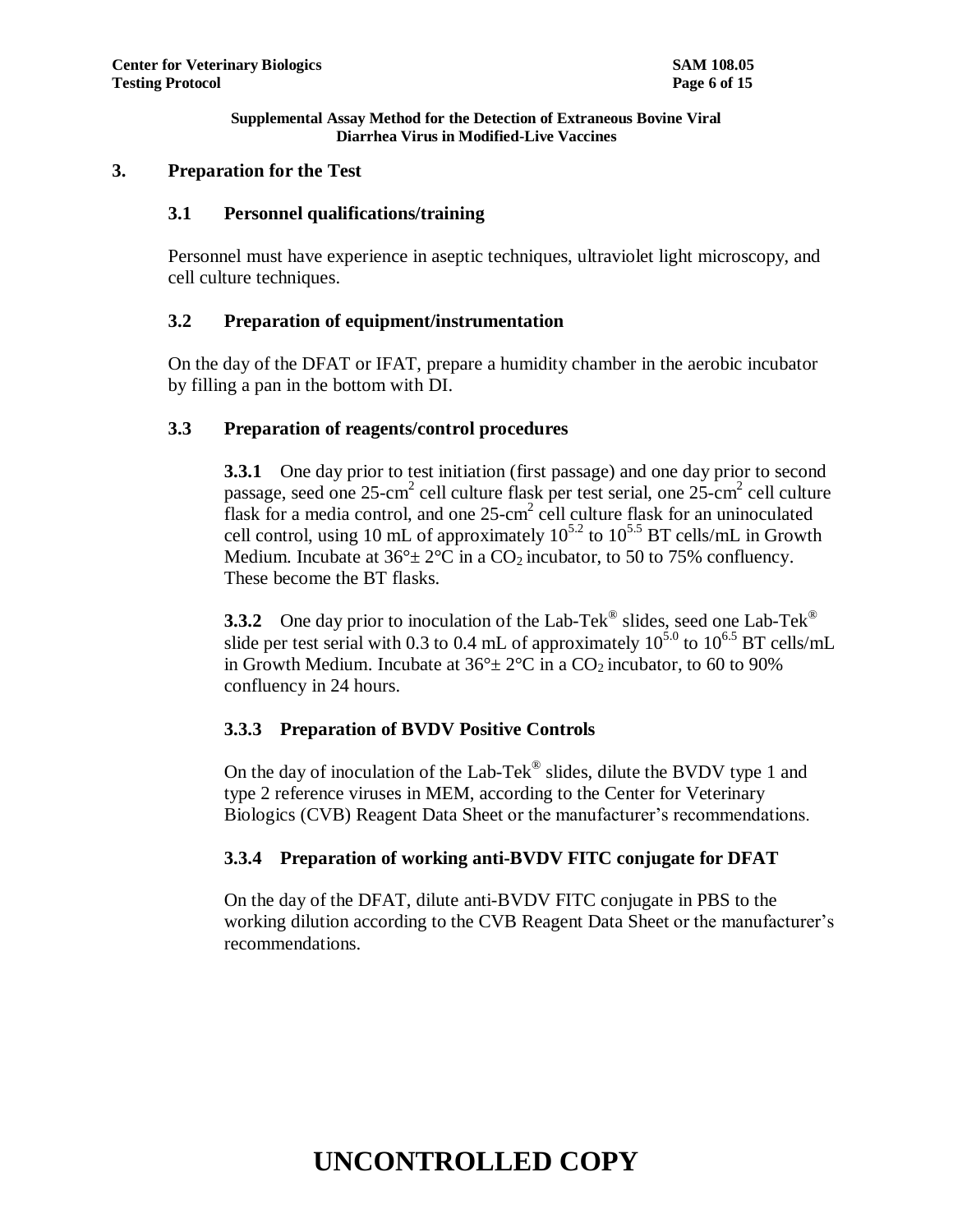## 3. Preparation for the Test

### 3.1 Personnel qualifications/training

Personnel must have experience in aseptic techniques, ultraviolet light microscopy, and cell culture techniques.

### 3.2 Preparation of equipment/instrumentation

On the day of the DFAT or IFAT, prepare a humidity chamber in the aerobic incubator by filling a pan in the bottom with DI.

### 3.3 Preparation of reagents/control procedures

**3.3.1** One day prior to test initiation (first passage) and one day prior to second passage, seed one 25-$cm^2$ cell culture flask per test serial, one 25-$cm^2$ cell culture flask for a media control, and one 25-$cm^2$ cell culture flask for an uninoculated cell control, using 10 mL of approximately $10^{5.2}$ to $10^{5.5}$ BT cells/mL in Growth Medium. Incubate at 36°± 2°C in a $CO_2$ incubator, to 50 to 75% confluency. These become the BT flasks.

**3.3.2** One day prior to inoculation of the Lab-Tek® slides, seed one Lab-Tek® slide per test serial with 0.3 to 0.4 mL of approximately $10^{5.0}$ to $10^{6.5}$ BT cells/mL in Growth Medium. Incubate at 36°± 2°C in a $CO_2$ incubator, to 60 to 90% confluency in 24 hours.

#### 3.3.3 Preparation of BVDV Positive Controls

On the day of inoculation of the Lab-Tek® slides, dilute the BVDV type 1 and type 2 reference viruses in MEM, according to the Center for Veterinary Biologics (CVB) Reagent Data Sheet or the manufacturer's recommendations.

#### 3.3.4 Preparation of working anti-BVDV FITC conjugate for DFAT

On the day of the DFAT, dilute anti-BVDV FITC conjugate in PBS to the working dilution according to the CVB Reagent Data Sheet or the manufacturer's recommendations.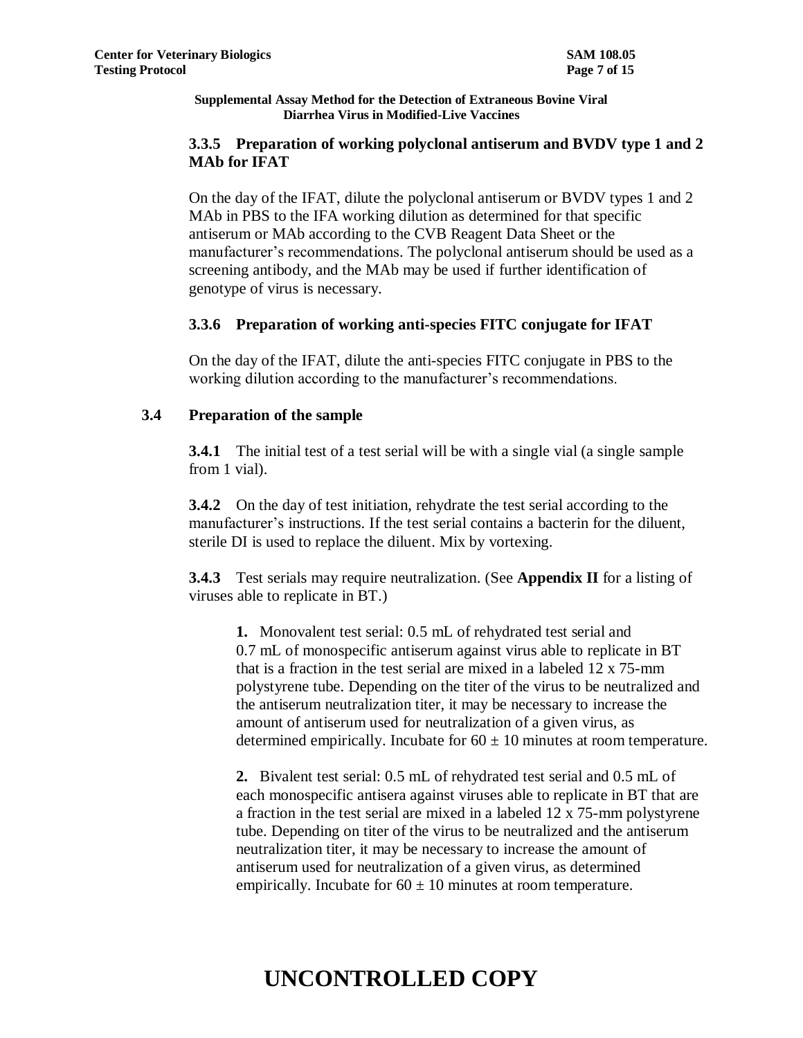**Supplemental Assay Method for the Detection of Extraneous Bovine Viral Diarrhea Virus in Modified-Live Vaccines**

#### 3.3.5 Preparation of working polyclonal antiserum and BVDV type 1 and 2 MAb for IFAT

On the day of the IFAT, dilute the polyclonal antiserum or BVDV types 1 and 2 MAb in PBS to the IFA working dilution as determined for that specific antiserum or MAb according to the CVB Reagent Data Sheet or the manufacturer's recommendations. The polyclonal antiserum should be used as a screening antibody, and the MAb may be used if further identification of genotype of virus is necessary.

#### 3.3.6 Preparation of working anti-species FITC conjugate for IFAT

On the day of the IFAT, dilute the anti-species FITC conjugate in PBS to the working dilution according to the manufacturer's recommendations.

### 3.4 Preparation of the sample

**3.4.1** The initial test of a test serial will be with a single vial (a single sample from 1 vial).

**3.4.2** On the day of test initiation, rehydrate the test serial according to the manufacturer's instructions. If the test serial contains a bacterin for the diluent, sterile DI is used to replace the diluent. Mix by vortexing.

**3.4.3** Test serials may require neutralization. (See **Appendix II** for a listing of viruses able to replicate in BT.)

**1.** Monovalent test serial: 0.5 mL of rehydrated test serial and 0.7 mL of monospecific antiserum against virus able to replicate in BT that is a fraction in the test serial are mixed in a labeled 12 x 75-mm polystyrene tube. Depending on the titer of the virus to be neutralized and the antiserum neutralization titer, it may be necessary to increase the amount of antiserum used for neutralization of a given virus, as determined empirically. Incubate for $60 \pm 10$ minutes at room temperature.

**2.** Bivalent test serial: 0.5 mL of rehydrated test serial and 0.5 mL of each monospecific antisera against viruses able to replicate in BT that are a fraction in the test serial are mixed in a labeled 12 x 75-mm polystyrene tube. Depending on titer of the virus to be neutralized and the antiserum neutralization titer, it may be necessary to increase the amount of antiserum used for neutralization of a given virus, as determined empirically. Incubate for $60 \pm 10$ minutes at room temperature.

**UNCONTROLLED COPY**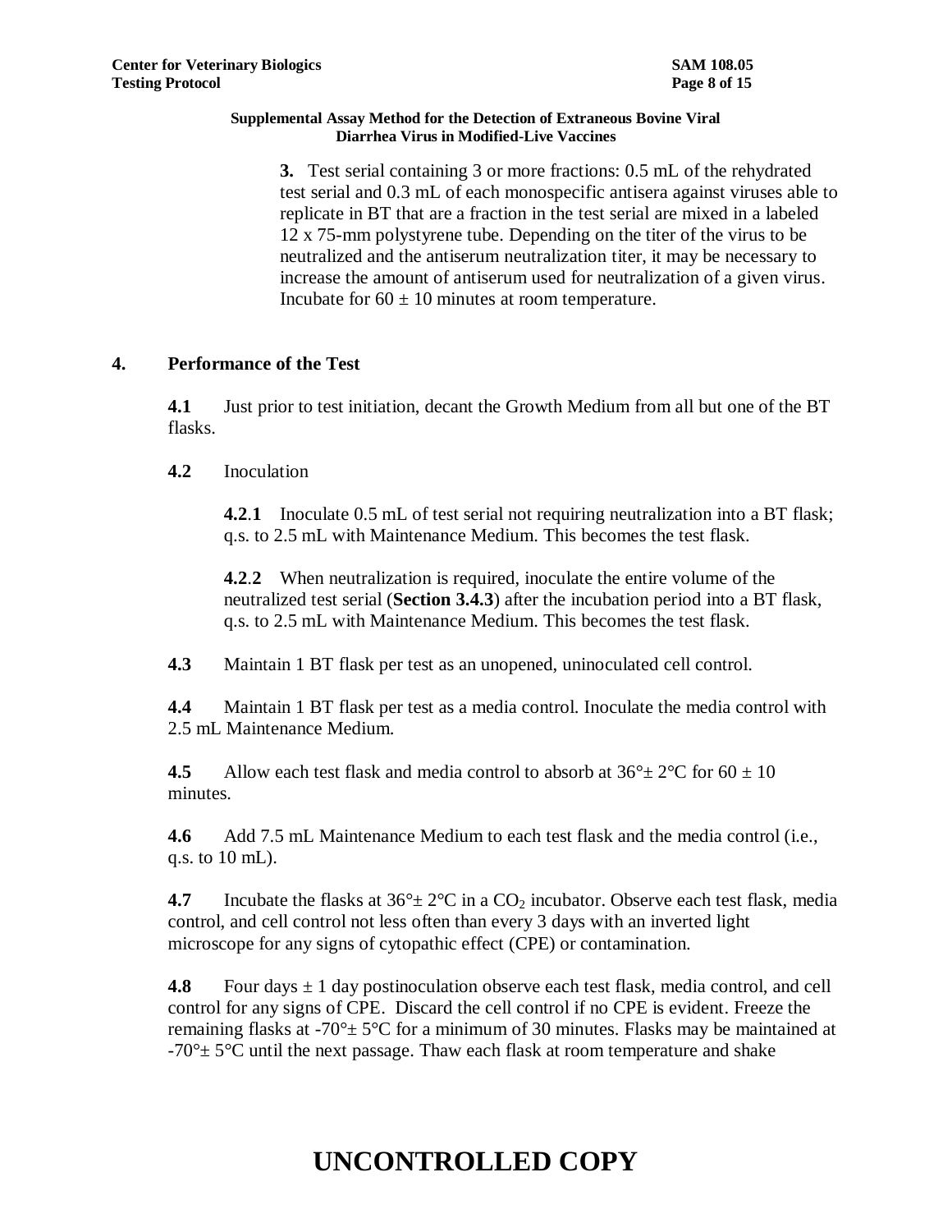**3.** Test serial containing 3 or more fractions: 0.5 mL of the rehydrated test serial and 0.3 mL of each monospecific antisera against viruses able to replicate in BT that are a fraction in the test serial are mixed in a labeled 12 x 75-mm polystyrene tube. Depending on the titer of the virus to be neutralized and the antiserum neutralization titer, it may be necessary to increase the amount of antiserum used for neutralization of a given virus. Incubate for 60 ± 10 minutes at room temperature.

## 4. Performance of the Test

**4.1** Just prior to test initiation, decant the Growth Medium from all but one of the BT flasks.

**4.2** Inoculation

**4.2.1** Inoculate 0.5 mL of test serial not requiring neutralization into a BT flask; q.s. to 2.5 mL with Maintenance Medium. This becomes the test flask.

**4.2.2** When neutralization is required, inoculate the entire volume of the neutralized test serial (**Section 3.4.3**) after the incubation period into a BT flask, q.s. to 2.5 mL with Maintenance Medium. This becomes the test flask.

**4.3** Maintain 1 BT flask per test as an unopened, uninoculated cell control.

**4.4** Maintain 1 BT flask per test as a media control. Inoculate the media control with 2.5 mL Maintenance Medium.

**4.5** Allow each test flask and media control to absorb at 36°± 2°C for 60 ± 10 minutes.

**4.6** Add 7.5 mL Maintenance Medium to each test flask and the media control (i.e., q.s. to 10 mL).

**4.7** Incubate the flasks at 36°± 2°C in a $CO_2$ incubator. Observe each test flask, media control, and cell control not less often than every 3 days with an inverted light microscope for any signs of cytopathic effect (CPE) or contamination.

**4.8** Four days ± 1 day postinoculation observe each test flask, media control, and cell control for any signs of CPE. Discard the cell control if no CPE is evident. Freeze the remaining flasks at -70°± 5°C for a minimum of 30 minutes. Flasks may be maintained at -70°± 5°C until the next passage. Thaw each flask at room temperature and shake

**UNCONTROLLED COPY**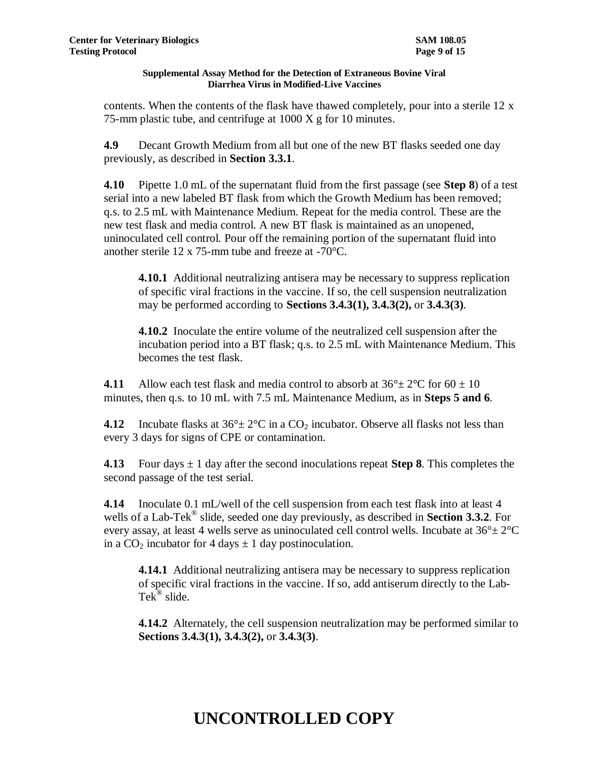contents. When the contents of the flask have thawed completely, pour into a sterile 12 x 75-mm plastic tube, and centrifuge at 1000 X g for 10 minutes.

**4.9** Decant Growth Medium from all but one of the new BT flasks seeded one day previously, as described in **Section 3.3.1**.

**4.10** Pipette 1.0 mL of the supernatant fluid from the first passage (see **Step 8**) of a test serial into a new labeled BT flask from which the Growth Medium has been removed; q.s. to 2.5 mL with Maintenance Medium. Repeat for the media control. These are the new test flask and media control. A new BT flask is maintained as an unopened, uninoculated cell control. Pour off the remaining portion of the supernatant fluid into another sterile 12 x 75-mm tube and freeze at -70°C.

> **4.10.1** Additional neutralizing antisera may be necessary to suppress replication of specific viral fractions in the vaccine. If so, the cell suspension neutralization may be performed according to **Sections 3.4.3(1), 3.4.3(2),** or **3.4.3(3)**.
>
> **4.10.2** Inoculate the entire volume of the neutralized cell suspension after the incubation period into a BT flask; q.s. to 2.5 mL with Maintenance Medium. This becomes the test flask.

**4.11** Allow each test flask and media control to absorb at 36°± 2°C for 60 ± 10 minutes, then q.s. to 10 mL with 7.5 mL Maintenance Medium, as in **Steps 5 and 6**.

**4.12** Incubate flasks at 36°± 2°C in a $CO_2$ incubator. Observe all flasks not less than every 3 days for signs of CPE or contamination.

**4.13** Four days ± 1 day after the second inoculations repeat **Step 8**. This completes the second passage of the test serial.

**4.14** Inoculate 0.1 mL/well of the cell suspension from each test flask into at least 4 wells of a Lab-Tek® slide, seeded one day previously, as described in **Section 3.3.2**. For every assay, at least 4 wells serve as uninoculated cell control wells. Incubate at 36°± 2°C in a $CO_2$ incubator for 4 days ± 1 day postinoculation.

> **4.14.1** Additional neutralizing antisera may be necessary to suppress replication of specific viral fractions in the vaccine. If so, add antiserum directly to the Lab-Tek® slide.
>
> **4.14.2** Alternately, the cell suspension neutralization may be performed similar to **Sections 3.4.3(1), 3.4.3(2),** or **3.4.3(3)**.

# UNCONTROLLED COPY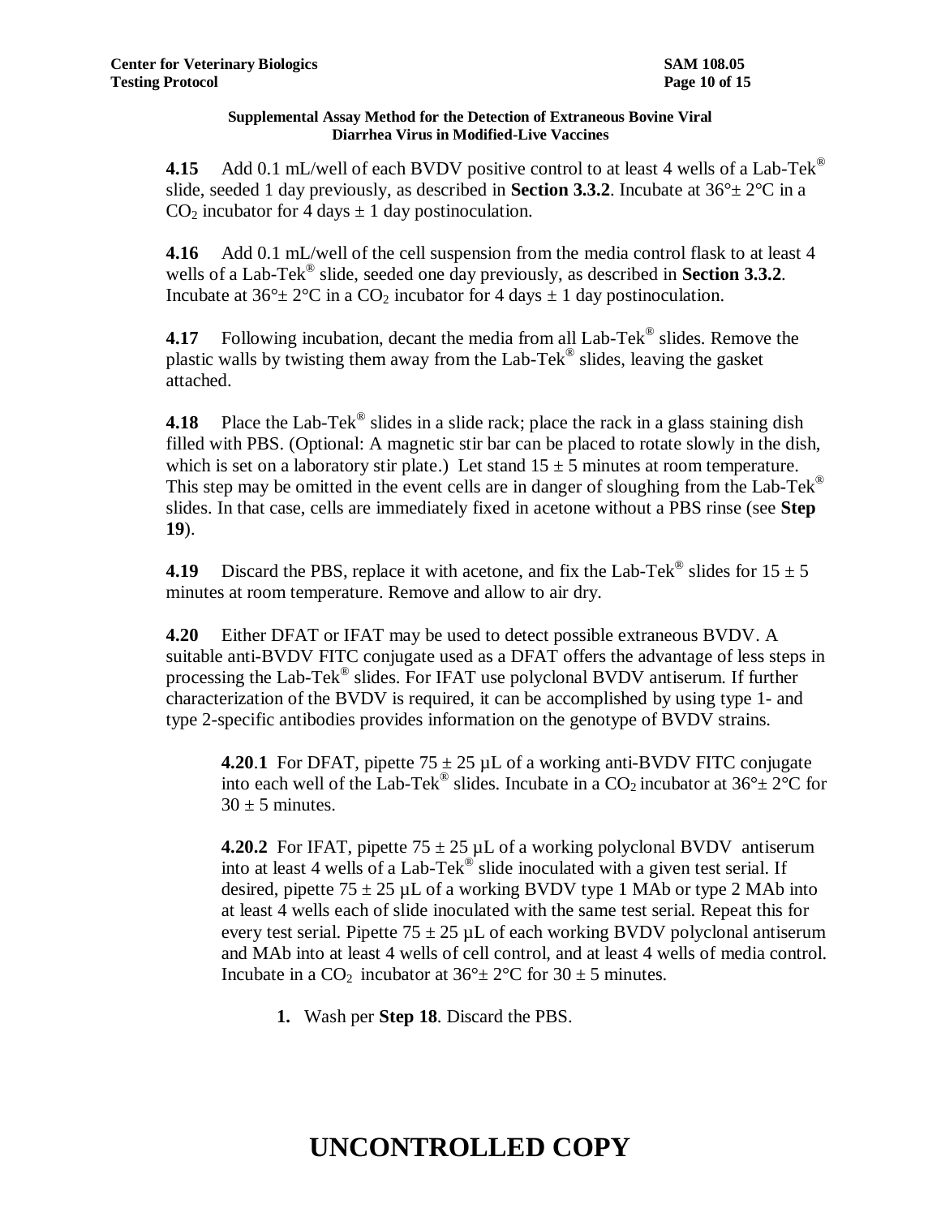**Supplemental Assay Method for the Detection of Extraneous Bovine Viral Diarrhea Virus in Modified-Live Vaccines**

**4.15** Add 0.1 mL/well of each BVDV positive control to at least 4 wells of a Lab-Tek® slide, seeded 1 day previously, as described in **Section 3.3.2**. Incubate at 36°± 2°C in a $CO_2$ incubator for 4 days ± 1 day postinoculation.

**4.16** Add 0.1 mL/well of the cell suspension from the media control flask to at least 4 wells of a Lab-Tek® slide, seeded one day previously, as described in **Section 3.3.2**. Incubate at 36°± 2°C in a $CO_2$ incubator for 4 days ± 1 day postinoculation.

**4.17** Following incubation, decant the media from all Lab-Tek® slides. Remove the plastic walls by twisting them away from the Lab-Tek® slides, leaving the gasket attached.

**4.18** Place the Lab-Tek® slides in a slide rack; place the rack in a glass staining dish filled with PBS. (Optional: A magnetic stir bar can be placed to rotate slowly in the dish, which is set on a laboratory stir plate.) Let stand 15 ± 5 minutes at room temperature. This step may be omitted in the event cells are in danger of sloughing from the Lab-Tek® slides. In that case, cells are immediately fixed in acetone without a PBS rinse (see **Step 19**).

**4.19** Discard the PBS, replace it with acetone, and fix the Lab-Tek® slides for 15 ± 5 minutes at room temperature. Remove and allow to air dry.

**4.20** Either DFAT or IFAT may be used to detect possible extraneous BVDV. A suitable anti-BVDV FITC conjugate used as a DFAT offers the advantage of less steps in processing the Lab-Tek® slides. For IFAT use polyclonal BVDV antiserum. If further characterization of the BVDV is required, it can be accomplished by using type 1- and type 2-specific antibodies provides information on the genotype of BVDV strains.

> **4.20.1** For DFAT, pipette 75 ± 25 µL of a working anti-BVDV FITC conjugate into each well of the Lab-Tek® slides. Incubate in a $CO_2$ incubator at 36°± 2°C for 30 ± 5 minutes.
>
> **4.20.2** For IFAT, pipette 75 ± 25 µL of a working polyclonal BVDV antiserum into at least 4 wells of a Lab-Tek® slide inoculated with a given test serial. If desired, pipette 75 ± 25 µL of a working BVDV type 1 MAb or type 2 MAb into at least 4 wells each of slide inoculated with the same test serial. Repeat this for every test serial. Pipette 75 ± 25 µL of each working BVDV polyclonal antiserum and MAb into at least 4 wells of cell control, and at least 4 wells of media control. Incubate in a $CO_2$ incubator at 36°± 2°C for 30 ± 5 minutes.
>
> 1. Wash per **Step 18**. Discard the PBS.

**UNCONTROLLED COPY**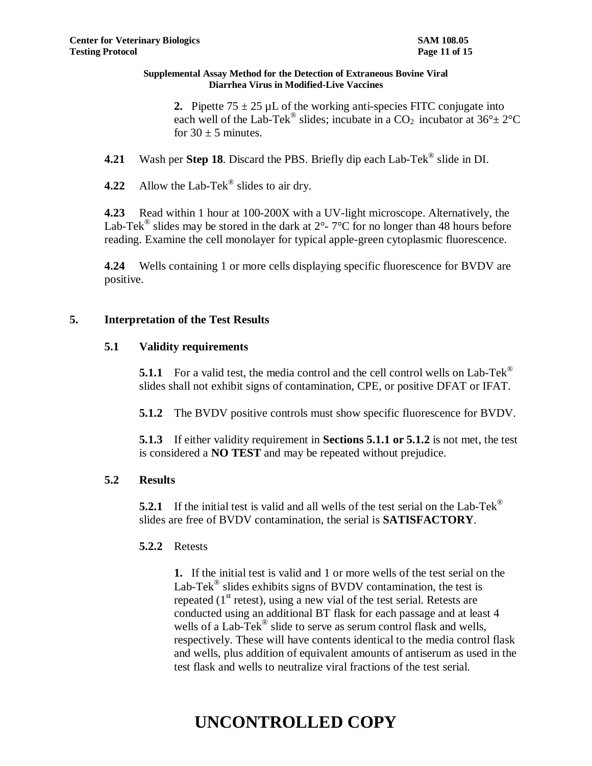**2.** Pipette 75 ± 25 µL of the working anti-species FITC conjugate into each well of the Lab-Tek® slides; incubate in a $CO_2$ incubator at 36°± 2°C for 30 ± 5 minutes.

**4.21** Wash per **Step 18**. Discard the PBS. Briefly dip each Lab-Tek® slide in DI.

**4.22** Allow the Lab-Tek® slides to air dry.

**4.23** Read within 1 hour at 100-200X with a UV-light microscope. Alternatively, the Lab-Tek® slides may be stored in the dark at 2°- 7°C for no longer than 48 hours before reading. Examine the cell monolayer for typical apple-green cytoplasmic fluorescence.

**4.24** Wells containing 1 or more cells displaying specific fluorescence for BVDV are positive.

## 5. Interpretation of the Test Results

### 5.1 Validity requirements

**5.1.1** For a valid test, the media control and the cell control wells on Lab-Tek® slides shall not exhibit signs of contamination, CPE, or positive DFAT or IFAT.

**5.1.2** The BVDV positive controls must show specific fluorescence for BVDV.

**5.1.3** If either validity requirement in **Sections 5.1.1 or 5.1.2** is not met, the test is considered a **NO TEST** and may be repeated without prejudice.

### 5.2 Results

**5.2.1** If the initial test is valid and all wells of the test serial on the Lab-Tek® slides are free of BVDV contamination, the serial is **SATISFACTORY**.

**5.2.2** Retests

**1.** If the initial test is valid and 1 or more wells of the test serial on the Lab-Tek® slides exhibits signs of BVDV contamination, the test is repeated (1st retest), using a new vial of the test serial. Retests are conducted using an additional BT flask for each passage and at least 4 wells of a Lab-Tek® slide to serve as serum control flask and wells, respectively. These will have contents identical to the media control flask and wells, plus addition of equivalent amounts of antiserum as used in the test flask and wells to neutralize viral fractions of the test serial.

**UNCONTROLLED COPY**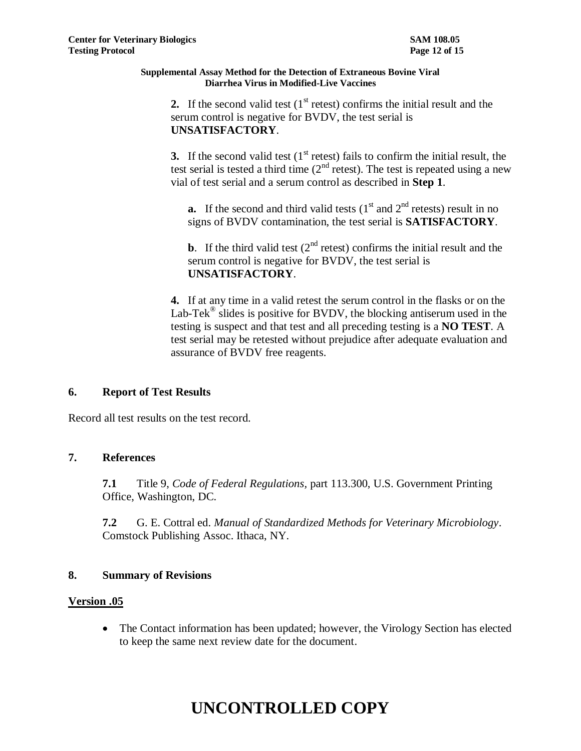**2.** If the second valid test (1st retest) confirms the initial result and the serum control is negative for BVDV, the test serial is **UNSATISFACTORY**.

**3.** If the second valid test (1st retest) fails to confirm the initial result, the test serial is tested a third time (2nd retest). The test is repeated using a new vial of test serial and a serum control as described in **Step 1**.

**a.** If the second and third valid tests (1st and 2nd retests) result in no signs of BVDV contamination, the test serial is **SATISFACTORY**.

**b**. If the third valid test (2nd retest) confirms the initial result and the serum control is negative for BVDV, the test serial is **UNSATISFACTORY**.

**4.** If at any time in a valid retest the serum control in the flasks or on the Lab-Tek® slides is positive for BVDV, the blocking antiserum used in the testing is suspect and that test and all preceding testing is a **NO TEST**. A test serial may be retested without prejudice after adequate evaluation and assurance of BVDV free reagents.

## 6. Report of Test Results

Record all test results on the test record.

## 7. References

**7.1** Title 9, *Code of Federal Regulations*, part 113.300, U.S. Government Printing Office, Washington, DC.

**7.2** G. E. Cottral ed. *Manual of Standardized Methods for Veterinary Microbiology*. Comstock Publishing Assoc. Ithaca, NY.

## 8. Summary of Revisions

### Version .05

- The Contact information has been updated; however, the Virology Section has elected to keep the same next review date for the document.

# UNCONTROLLED COPY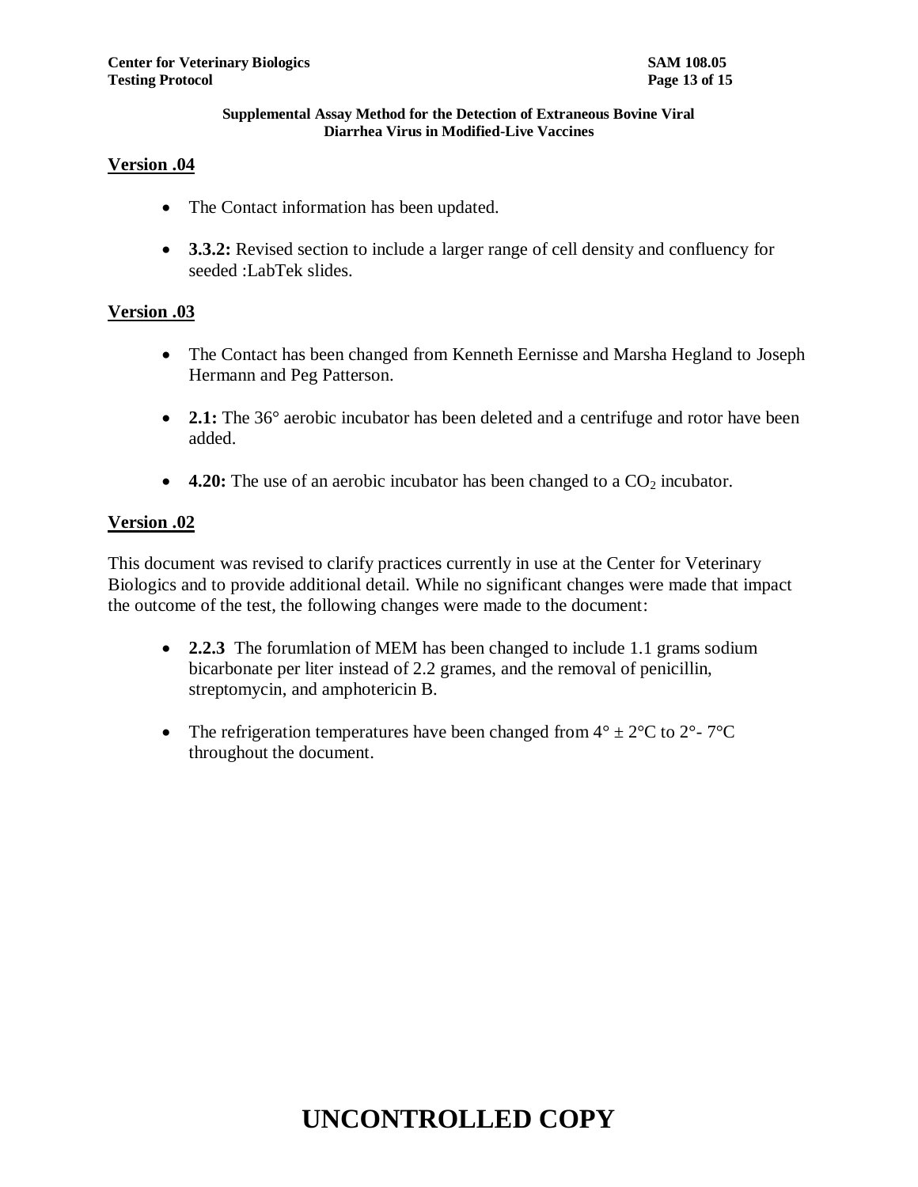**Version .04**

- The Contact information has been updated.
- **3.3.2:** Revised section to include a larger range of cell density and confluency for seeded :LabTek slides.

**Version .03**

- The Contact has been changed from Kenneth Eernisse and Marsha Hegland to Joseph Hermann and Peg Patterson.
- **2.1:** The 36° aerobic incubator has been deleted and a centrifuge and rotor have been added.
- **4.20:** The use of an aerobic incubator has been changed to a $CO_2$ incubator.

**Version .02**

This document was revised to clarify practices currently in use at the Center for Veterinary Biologics and to provide additional detail. While no significant changes were made that impact the outcome of the test, the following changes were made to the document:

- **2.2.3** The forumlation of MEM has been changed to include 1.1 grams sodium bicarbonate per liter instead of 2.2 grames, and the removal of penicillin, streptomycin, and amphotericin B.
- The refrigeration temperatures have been changed from 4° ± 2°C to 2°- 7°C throughout the document.

# UNCONTROLLED COPY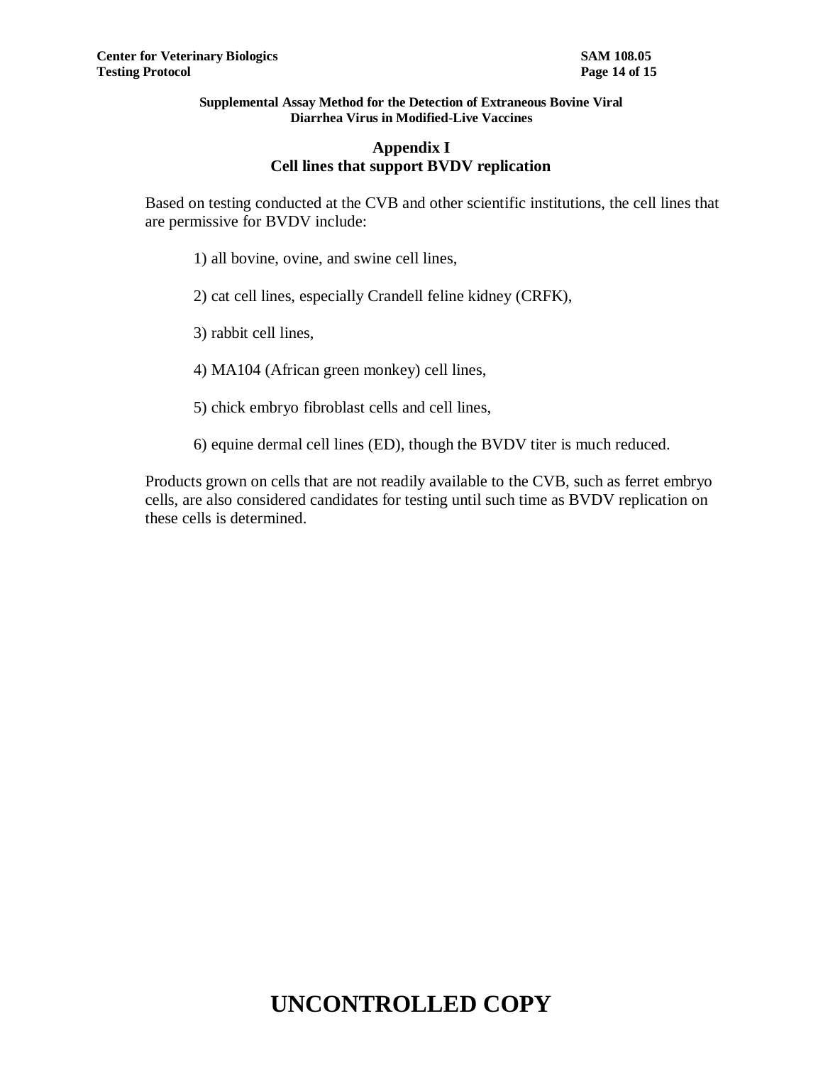## Appendix I
## Cell lines that support BVDV replication

Based on testing conducted at the CVB and other scientific institutions, the cell lines that are permissive for BVDV include:

1) all bovine, ovine, and swine cell lines,

2) cat cell lines, especially Crandell feline kidney (CRFK),

3) rabbit cell lines,

4) MA104 (African green monkey) cell lines,

5) chick embryo fibroblast cells and cell lines,

6) equine dermal cell lines (ED), though the BVDV titer is much reduced.

Products grown on cells that are not readily available to the CVB, such as ferret embryo cells, are also considered candidates for testing until such time as BVDV replication on these cells is determined.

**UNCONTROLLED COPY**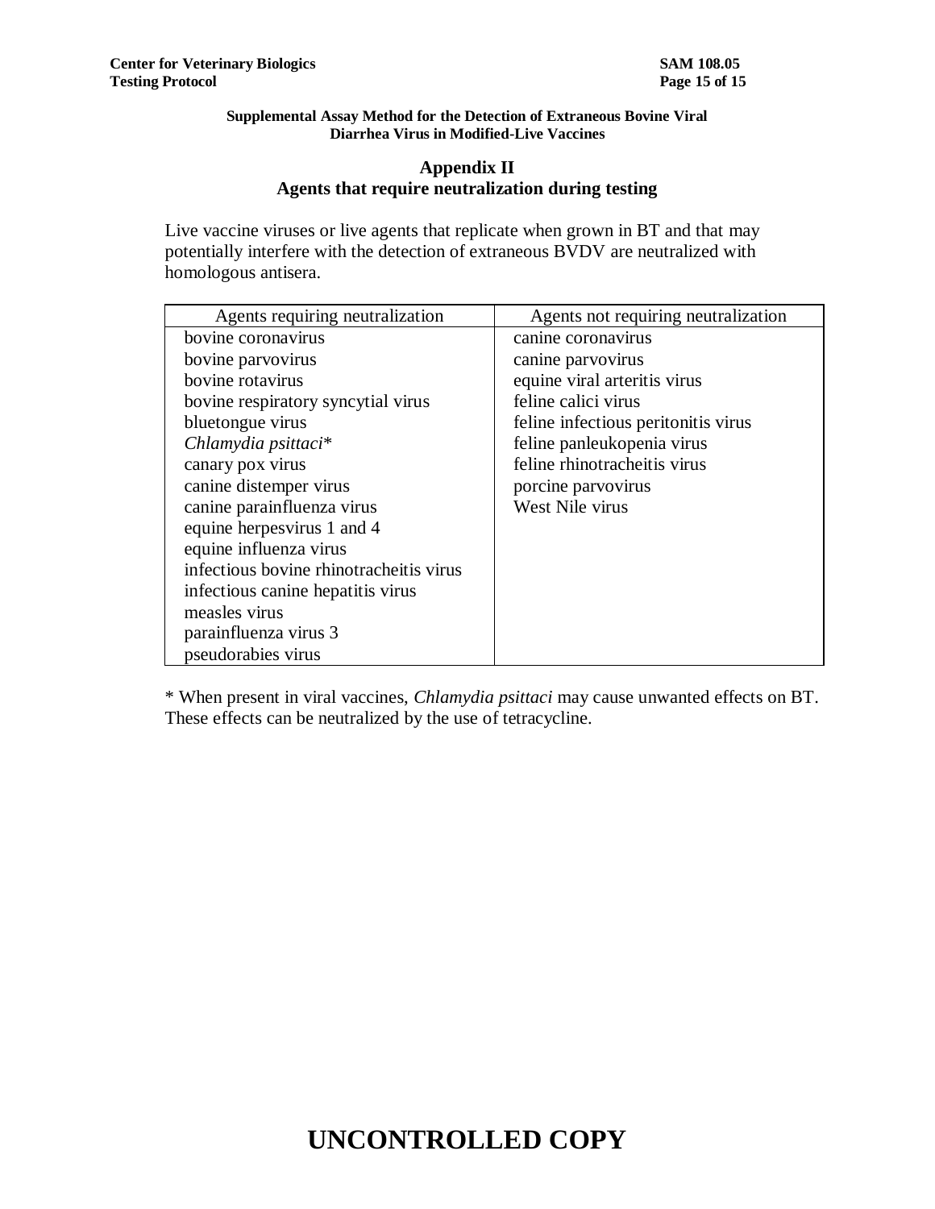## Appendix II
## Agents that require neutralization during testing

Live vaccine viruses or live agents that replicate when grown in BT and that may potentially interfere with the detection of extraneous BVDV are neutralized with homologous antisera.

| Agents requiring neutralization | Agents not requiring neutralization |
|---|---|
| bovine coronavirus | canine coronavirus |
| bovine parvovirus | canine parvovirus |
| bovine rotavirus | equine viral arteritis virus |
| bovine respiratory syncytial virus | feline calici virus |
| bluetongue virus | feline infectious peritonitis virus |
| *Chlamydia psittaci** | feline panleukopenia virus |
| canary pox virus | feline rhinotracheitis virus |
| canine distemper virus | porcine parvovirus |
| canine parainfluenza virus | West Nile virus |
| equine herpesvirus 1 and 4 | |
| equine influenza virus | |
| infectious bovine rhinotracheitis virus | |
| infectious canine hepatitis virus | |
| measles virus | |
| parainfluenza virus 3 | |
| pseudorabies virus | |

* When present in viral vaccines, *Chlamydia psittaci* may cause unwanted effects on BT. These effects can be neutralized by the use of tetracycline.

**UNCONTROLLED COPY**